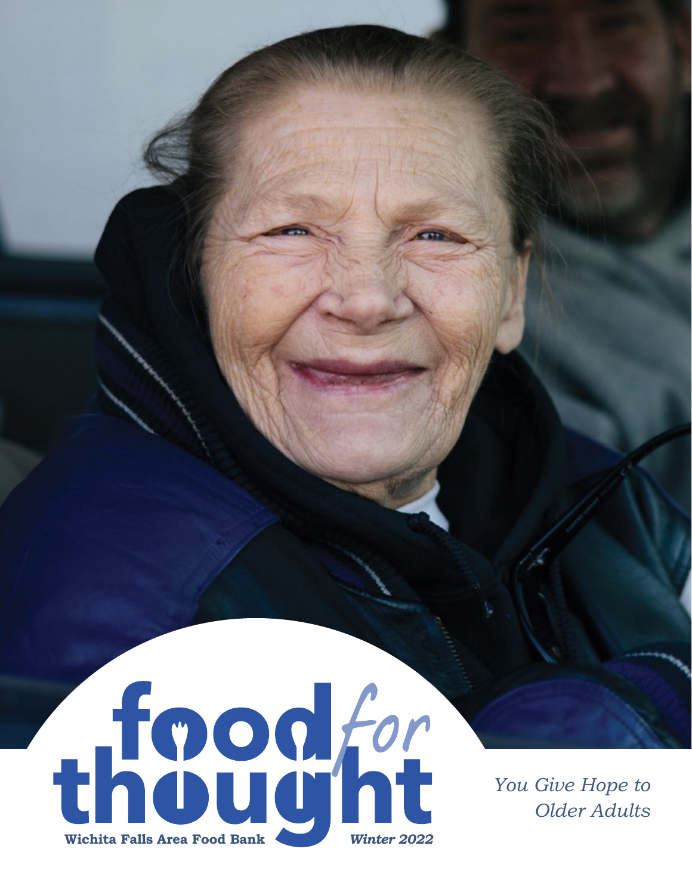# food *for* thought

**Wichita Falls Area Food Bank**

***Winter 2022***

*You Give Hope to Older Adults*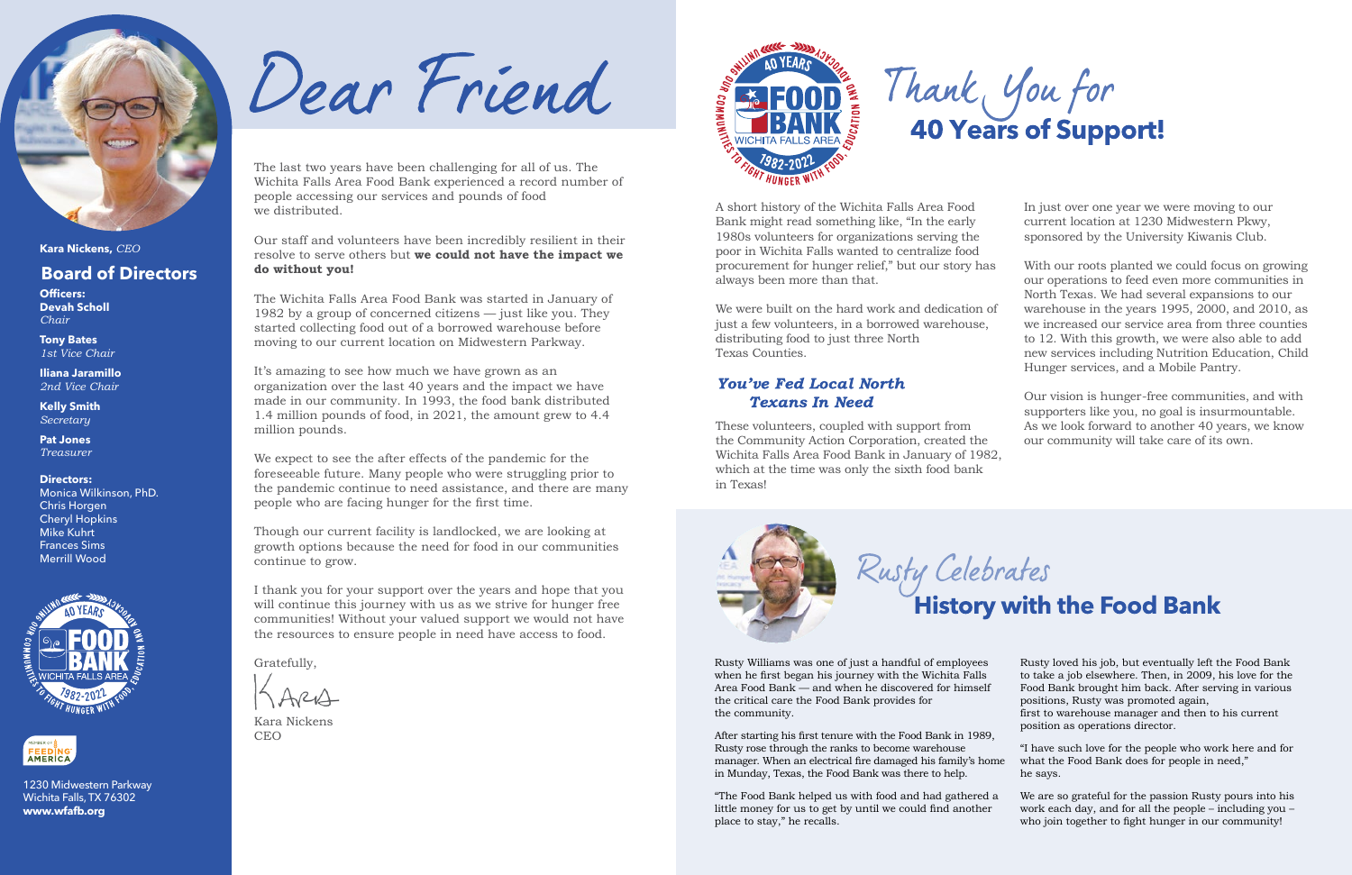# Dear Friend

The last two years have been challenging for all of us. The Wichita Falls Area Food Bank experienced a record number of people accessing our services and pounds of food we distributed.

Our staff and volunteers have been incredibly resilient in their resolve to serve others but **we could not have the impact we do without you!**

The Wichita Falls Area Food Bank was started in January of 1982 by a group of concerned citizens — just like you. They started collecting food out of a borrowed warehouse before moving to our current location on Midwestern Parkway.

It's amazing to see how much we have grown as an organization over the last 40 years and the impact we have made in our community. In 1993, the food bank distributed 1.4 million pounds of food, in 2021, the amount grew to 4.4 million pounds.

We expect to see the after effects of the pandemic for the foreseeable future. Many people who were struggling prior to the pandemic continue to need assistance, and there are many people who are facing hunger for the first time.

Though our current facility is landlocked, we are looking at growth options because the need for food in our communities continue to grow.

I thank you for your support over the years and hope that you will continue this journey with us as we strive for hunger free communities! Without your valued support we would not have the resources to ensure people in need have access to food.

Gratefully,

Kara Nickens
CEO

**Kara Nickens,** *CEO*

## Board of Directors

**Officers:**

**Devah Scholl**
*Chair*

**Tony Bates**
*1st Vice Chair*

**Iliana Jaramillo**
*2nd Vice Chair*

**Kelly Smith**
*Secretary*

**Pat Jones**
*Treasurer*

**Directors:**
Monica Wilkinson, PhD.
Chris Horgen
Cheryl Hopkins
Mike Kuhrt
Frances Sims
Merrill Wood

1230 Midwestern Parkway
Wichita Falls, TX 76302
**www.wfafb.org**

# Thank You for 40 Years of Support!

A short history of the Wichita Falls Area Food Bank might read something like, "In the early 1980s volunteers for organizations serving the poor in Wichita Falls wanted to centralize food procurement for hunger relief," but our story has always been more than that.

We were built on the hard work and dedication of just a few volunteers, in a borrowed warehouse, distributing food to just three North Texas Counties.

### *You've Fed Local North Texans In Need*

These volunteers, coupled with support from the Community Action Corporation, created the Wichita Falls Area Food Bank in January of 1982, which at the time was only the sixth food bank in Texas!

In just over one year we were moving to our current location at 1230 Midwestern Pkwy, sponsored by the University Kiwanis Club.

With our roots planted we could focus on growing our operations to feed even more communities in North Texas. We had several expansions to our warehouse in the years 1995, 2000, and 2010, as we increased our service area from three counties to 12. With this growth, we were also able to add new services including Nutrition Education, Child Hunger services, and a Mobile Pantry.

Our vision is hunger-free communities, and with supporters like you, no goal is insurmountable. As we look forward to another 40 years, we know our community will take care of its own.

# Rusty Celebrates History with the Food Bank

Rusty Williams was one of just a handful of employees when he first began his journey with the Wichita Falls Area Food Bank — and when he discovered for himself the critical care the Food Bank provides for the community.

After starting his first tenure with the Food Bank in 1989, Rusty rose through the ranks to become warehouse manager. When an electrical fire damaged his family's home in Munday, Texas, the Food Bank was there to help.

"The Food Bank helped us with food and had gathered a little money for us to get by until we could find another place to stay," he recalls.

Rusty loved his job, but eventually left the Food Bank to take a job elsewhere. Then, in 2009, his love for the Food Bank brought him back. After serving in various positions, Rusty was promoted again, first to warehouse manager and then to his current position as operations director.

"I have such love for the people who work here and for what the Food Bank does for people in need," he says.

We are so grateful for the passion Rusty pours into his work each day, and for all the people – including you – who join together to fight hunger in our community!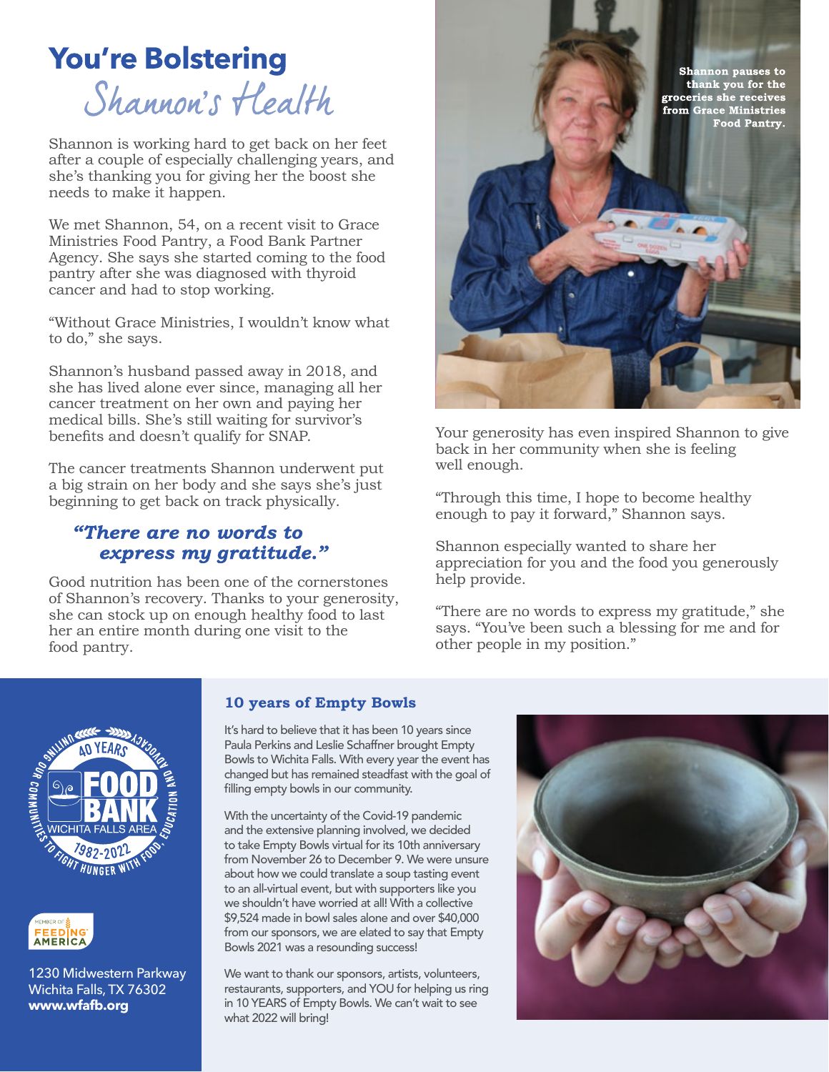# You're Bolstering
## Shannon's Health

Shannon is working hard to get back on her feet after a couple of especially challenging years, and she's thanking you for giving her the boost she needs to make it happen.

We met Shannon, 54, on a recent visit to Grace Ministries Food Pantry, a Food Bank Partner Agency. She says she started coming to the food pantry after she was diagnosed with thyroid cancer and had to stop working.

"Without Grace Ministries, I wouldn't know what to do," she says.

Shannon's husband passed away in 2018, and she has lived alone ever since, managing all her cancer treatment on her own and paying her medical bills. She's still waiting for survivor's benefits and doesn't qualify for SNAP.

The cancer treatments Shannon underwent put a big strain on her body and she says she's just beginning to get back on track physically.

> ***"There are no words to express my gratitude."***

Good nutrition has been one of the cornerstones of Shannon's recovery. Thanks to your generosity, she can stock up on enough healthy food to last her an entire month during one visit to the food pantry.

**Shannon pauses to thank you for the groceries she receives from Grace Ministries Food Pantry.**

Your generosity has even inspired Shannon to give back in her community when she is feeling well enough.

"Through this time, I hope to become healthy enough to pay it forward," Shannon says.

Shannon especially wanted to share her appreciation for you and the food you generously help provide.

"There are no words to express my gratitude," she says. "You've been such a blessing for me and for other people in my position."

40 YEARS FOOD BANK WICHITA FALLS AREA 1982-2022
UNITING OUR COMMUNITIES TO FIGHT HUNGER WITH FOOD, EDUCATION AND ADVOCACY

MEMBER OF FEEDING AMERICA

1230 Midwestern Parkway
Wichita Falls, TX 76302
**www.wfafb.org**

### 10 years of Empty Bowls

It's hard to believe that it has been 10 years since Paula Perkins and Leslie Schaffner brought Empty Bowls to Wichita Falls. With every year the event has changed but has remained steadfast with the goal of filling empty bowls in our community.

With the uncertainty of the Covid-19 pandemic and the extensive planning involved, we decided to take Empty Bowls virtual for its 10th anniversary from November 26 to December 9. We were unsure about how we could translate a soup tasting event to an all-virtual event, but with supporters like you we shouldn't have worried at all! With a collective $9,524 made in bowl sales alone and over $40,000 from our sponsors, we are elated to say that Empty Bowls 2021 was a resounding success!

We want to thank our sponsors, artists, volunteers, restaurants, supporters, and YOU for helping us ring in 10 YEARS of Empty Bowls. We can't wait to see what 2022 will bring!